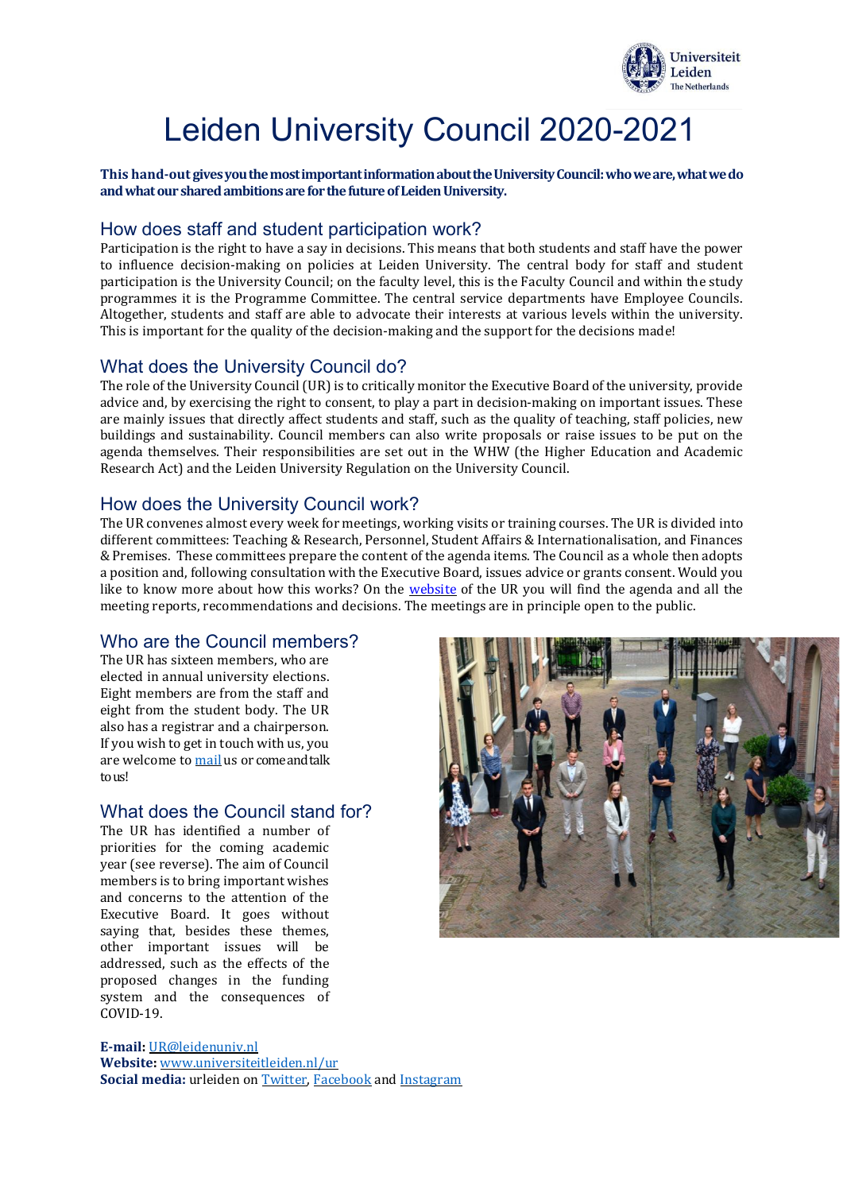# Leiden University Council 2020-2021

**This hand-out gives you the most important information about the University Council: who we are, what we do and what our shared ambitions are for the future of Leiden University.**

## How does staff and student participation work?

Participation is the right to have a say in decisions. This means that both students and staff have the power to influence decision-making on policies at Leiden University. The central body for staff and student participation is the University Council; on the faculty level, this is the Faculty Council and within the study programmes it is the Programme Committee. The central service departments have Employee Councils. Altogether, students and staff are able to advocate their interests at various levels within the university. This is important for the quality of the decision-making and the support for the decisions made!

## What does the University Council do?

The role of the University Council (UR) is to critically monitor the Executive Board of the university, provide advice and, by exercising the right to consent, to play a part in decision-making on important issues. These are mainly issues that directly affect students and staff, such as the quality of teaching, staff policies, new buildings and sustainability. Council members can also write proposals or raise issues to be put on the agenda themselves. Their responsibilities are set out in the WHW (the Higher Education and Academic Research Act) and the Leiden University Regulation on the University Council.

## How does the University Council work?

The UR convenes almost every week for meetings, working visits or training courses. The UR is divided into different committees: Teaching & Research, Personnel, Student Affairs & Internationalisation, and Finances & Premises. These committees prepare the content of the agenda items. The Council as a whole then adopts a position and, following consultation with the Executive Board, issues advice or grants consent. Would you like to know more about how this works? On the website of the UR you will find the agenda and all the meeting reports, recommendations and decisions. The meetings are in principle open to the public.

## Who are the Council members?

The UR has sixteen members, who are elected in annual university elections. Eight members are from the staff and eight from the student body. The UR also has a registrar and a chairperson. If you wish to get in touch with us, you are welcome to mail us or come and talk to us!

## What does the Council stand for?

The UR has identified a number of priorities for the coming academic year (see reverse). The aim of Council members is to bring important wishes and concerns to the attention of the Executive Board. It goes without saying that, besides these themes, other important issues will be addressed, such as the effects of the proposed changes in the funding system and the consequences of COVID-19.

**E-mail:** UR@leidenuniv.nl
**Website:** www.universiteitleiden.nl/ur
**Social media:** urleiden on Twitter, Facebook and Instagram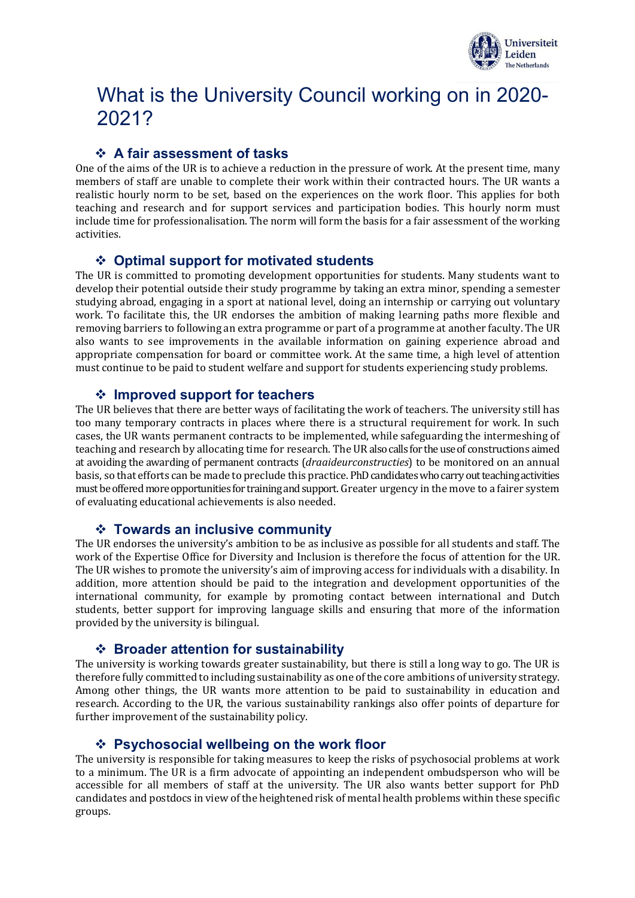# What is the University Council working on in 2020-2021?

## ❖ A fair assessment of tasks

One of the aims of the UR is to achieve a reduction in the pressure of work. At the present time, many members of staff are unable to complete their work within their contracted hours. The UR wants a realistic hourly norm to be set, based on the experiences on the work floor. This applies for both teaching and research and for support services and participation bodies. This hourly norm must include time for professionalisation. The norm will form the basis for a fair assessment of the working activities.

## ❖ Optimal support for motivated students

The UR is committed to promoting development opportunities for students. Many students want to develop their potential outside their study programme by taking an extra minor, spending a semester studying abroad, engaging in a sport at national level, doing an internship or carrying out voluntary work. To facilitate this, the UR endorses the ambition of making learning paths more flexible and removing barriers to following an extra programme or part of a programme at another faculty. The UR also wants to see improvements in the available information on gaining experience abroad and appropriate compensation for board or committee work. At the same time, a high level of attention must continue to be paid to student welfare and support for students experiencing study problems.

## ❖ Improved support for teachers

The UR believes that there are better ways of facilitating the work of teachers. The university still has too many temporary contracts in places where there is a structural requirement for work. In such cases, the UR wants permanent contracts to be implemented, while safeguarding the intermeshing of teaching and research by allocating time for research. The UR also calls for the use of constructions aimed at avoiding the awarding of permanent contracts (*draaideurconstructies*) to be monitored on an annual basis, so that efforts can be made to preclude this practice. PhD candidates who carry out teaching activities must be offered more opportunities for training and support. Greater urgency in the move to a fairer system of evaluating educational achievements is also needed.

## ❖ Towards an inclusive community

The UR endorses the university's ambition to be as inclusive as possible for all students and staff. The work of the Expertise Office for Diversity and Inclusion is therefore the focus of attention for the UR. The UR wishes to promote the university's aim of improving access for individuals with a disability. In addition, more attention should be paid to the integration and development opportunities of the international community, for example by promoting contact between international and Dutch students, better support for improving language skills and ensuring that more of the information provided by the university is bilingual.

## ❖ Broader attention for sustainability

The university is working towards greater sustainability, but there is still a long way to go. The UR is therefore fully committed to including sustainability as one of the core ambitions of university strategy. Among other things, the UR wants more attention to be paid to sustainability in education and research. According to the UR, the various sustainability rankings also offer points of departure for further improvement of the sustainability policy.

## ❖ Psychosocial wellbeing on the work floor

The university is responsible for taking measures to keep the risks of psychosocial problems at work to a minimum. The UR is a firm advocate of appointing an independent ombudsperson who will be accessible for all members of staff at the university. The UR also wants better support for PhD candidates and postdocs in view of the heightened risk of mental health problems within these specific groups.